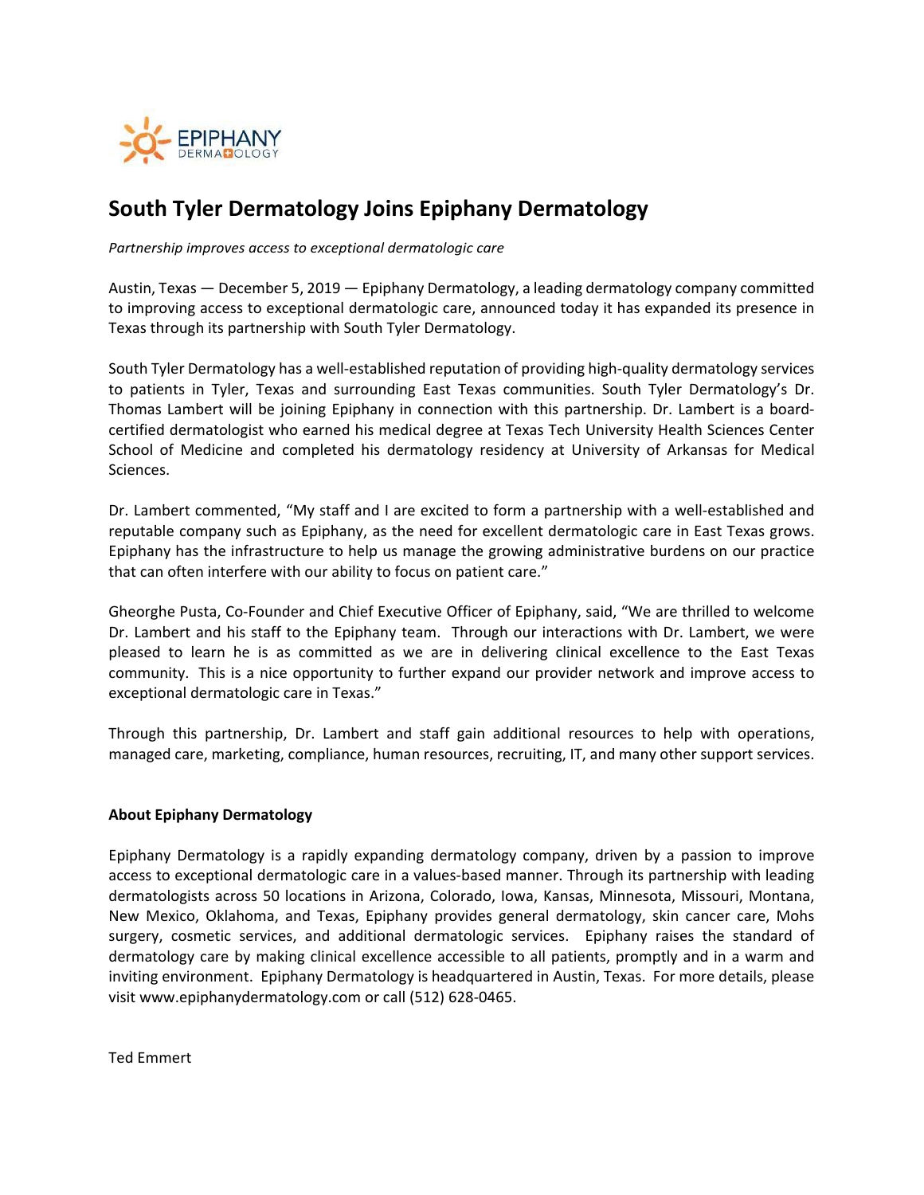# South Tyler Dermatology Joins Epiphany Dermatology

*Partnership improves access to exceptional dermatologic care*

Austin, Texas — December 5, 2019 — Epiphany Dermatology, a leading dermatology company committed to improving access to exceptional dermatologic care, announced today it has expanded its presence in Texas through its partnership with South Tyler Dermatology.

South Tyler Dermatology has a well-established reputation of providing high-quality dermatology services to patients in Tyler, Texas and surrounding East Texas communities. South Tyler Dermatology's Dr. Thomas Lambert will be joining Epiphany in connection with this partnership. Dr. Lambert is a board-certified dermatologist who earned his medical degree at Texas Tech University Health Sciences Center School of Medicine and completed his dermatology residency at University of Arkansas for Medical Sciences.

Dr. Lambert commented, "My staff and I are excited to form a partnership with a well-established and reputable company such as Epiphany, as the need for excellent dermatologic care in East Texas grows. Epiphany has the infrastructure to help us manage the growing administrative burdens on our practice that can often interfere with our ability to focus on patient care."

Gheorghe Pusta, Co-Founder and Chief Executive Officer of Epiphany, said, "We are thrilled to welcome Dr. Lambert and his staff to the Epiphany team. Through our interactions with Dr. Lambert, we were pleased to learn he is as committed as we are in delivering clinical excellence to the East Texas community. This is a nice opportunity to further expand our provider network and improve access to exceptional dermatologic care in Texas."

Through this partnership, Dr. Lambert and staff gain additional resources to help with operations, managed care, marketing, compliance, human resources, recruiting, IT, and many other support services.

**About Epiphany Dermatology**

Epiphany Dermatology is a rapidly expanding dermatology company, driven by a passion to improve access to exceptional dermatologic care in a values-based manner. Through its partnership with leading dermatologists across 50 locations in Arizona, Colorado, Iowa, Kansas, Minnesota, Missouri, Montana, New Mexico, Oklahoma, and Texas, Epiphany provides general dermatology, skin cancer care, Mohs surgery, cosmetic services, and additional dermatologic services. Epiphany raises the standard of dermatology care by making clinical excellence accessible to all patients, promptly and in a warm and inviting environment. Epiphany Dermatology is headquartered in Austin, Texas. For more details, please visit www.epiphanydermatology.com or call (512) 628-0465.

Ted Emmert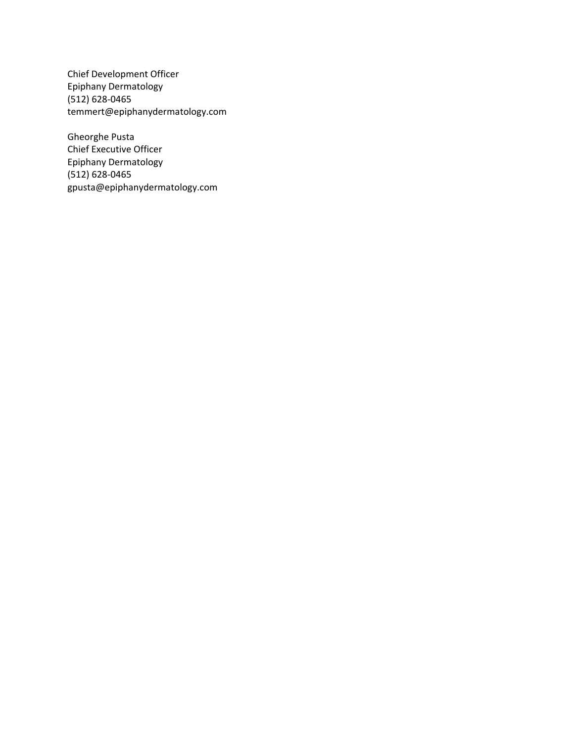Chief Development Officer
Epiphany Dermatology
(512) 628-0465
temmert@epiphanydermatology.com

Gheorghe Pusta
Chief Executive Officer
Epiphany Dermatology
(512) 628-0465
gpusta@epiphanydermatology.com